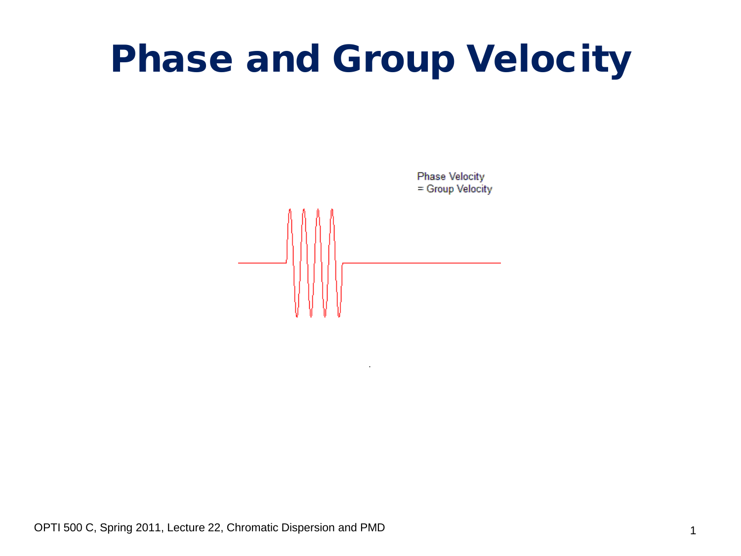# Phase and Group Velocity

Phase Velocity
= Group Velocity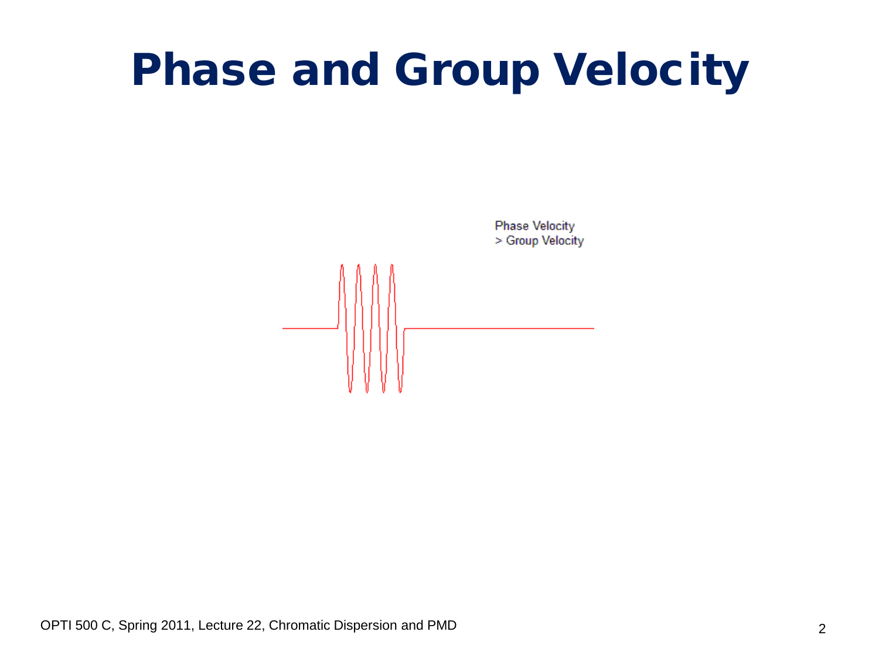# Phase and Group Velocity

Phase Velocity
> Group Velocity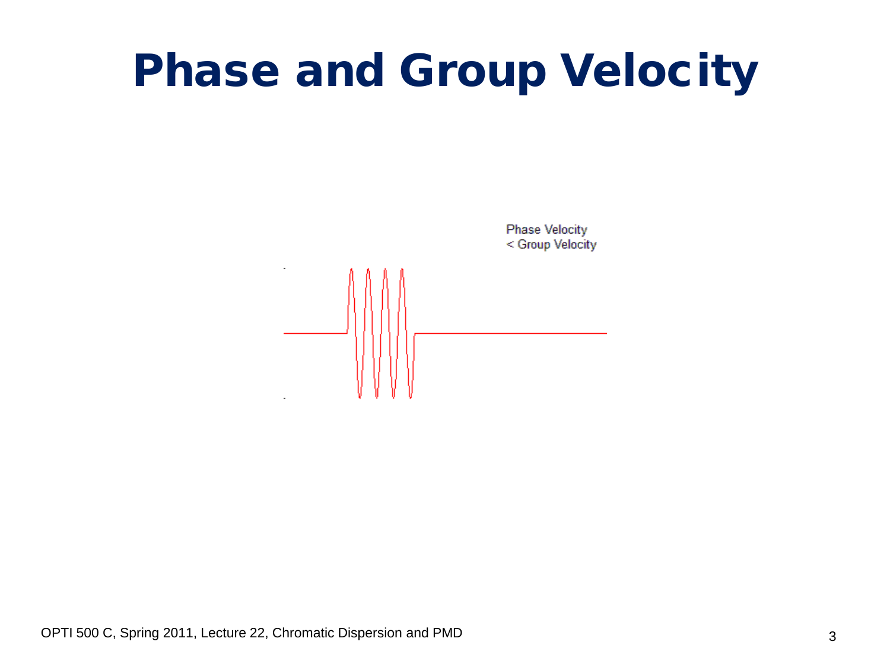# Phase and Group Velocity

Phase Velocity
< Group Velocity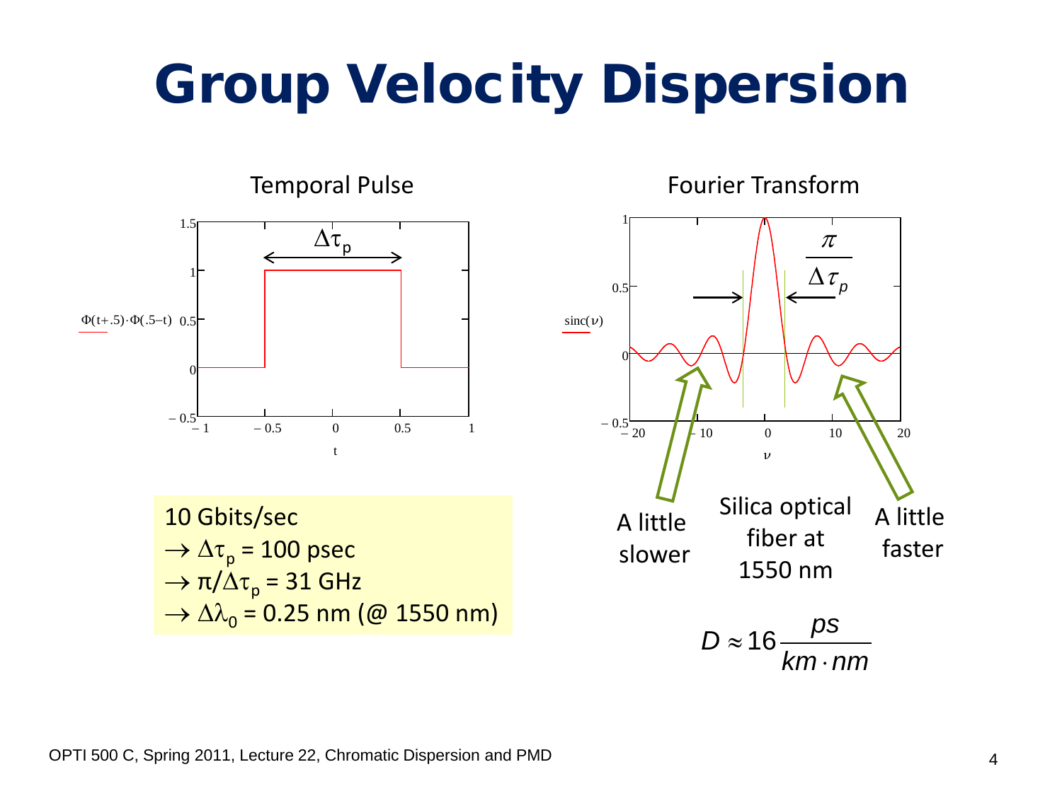# Group Velocity Dispersion

Temporal Pulse

$\Delta\tau_p$

$\Phi(t+.5)\cdot\Phi(.5-t)$

t

Fourier Transform

$\frac{\pi}{\Delta\tau_p}$

$\text{sinc}(\nu)$

$\nu$

10 Gbits/sec
$\rightarrow \Delta\tau_p$ = 100 psec
$\rightarrow \pi/\Delta\tau_p$ = 31 GHz
$\rightarrow \Delta\lambda_0$ = 0.25 nm (@ 1550 nm)

A little slower

Silica optical fiber at 1550 nm

A little faster

$$D \approx 16 \frac{ps}{km \cdot nm}$$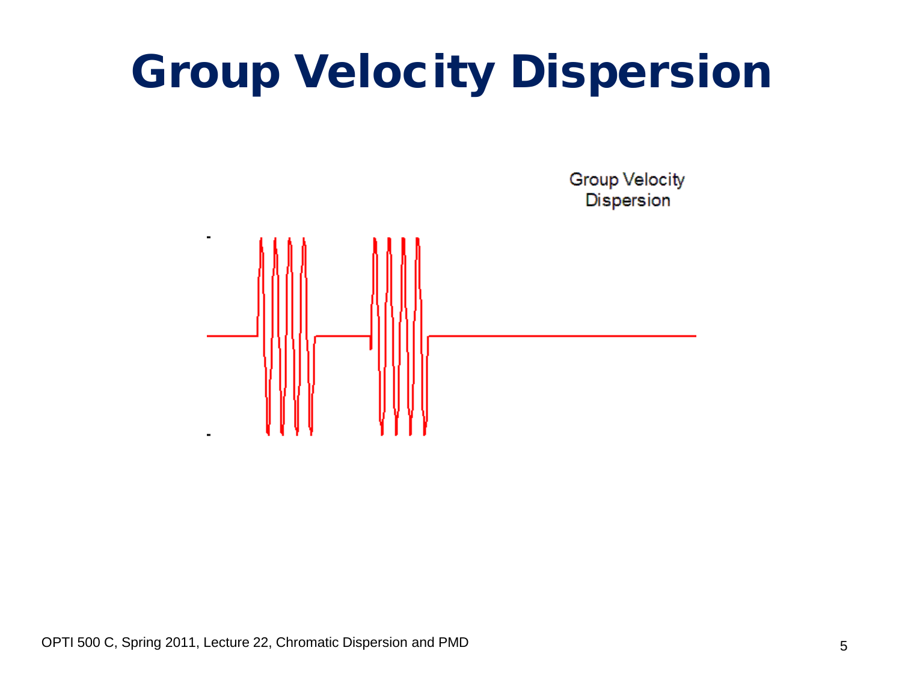# Group Velocity Dispersion

Group Velocity Dispersion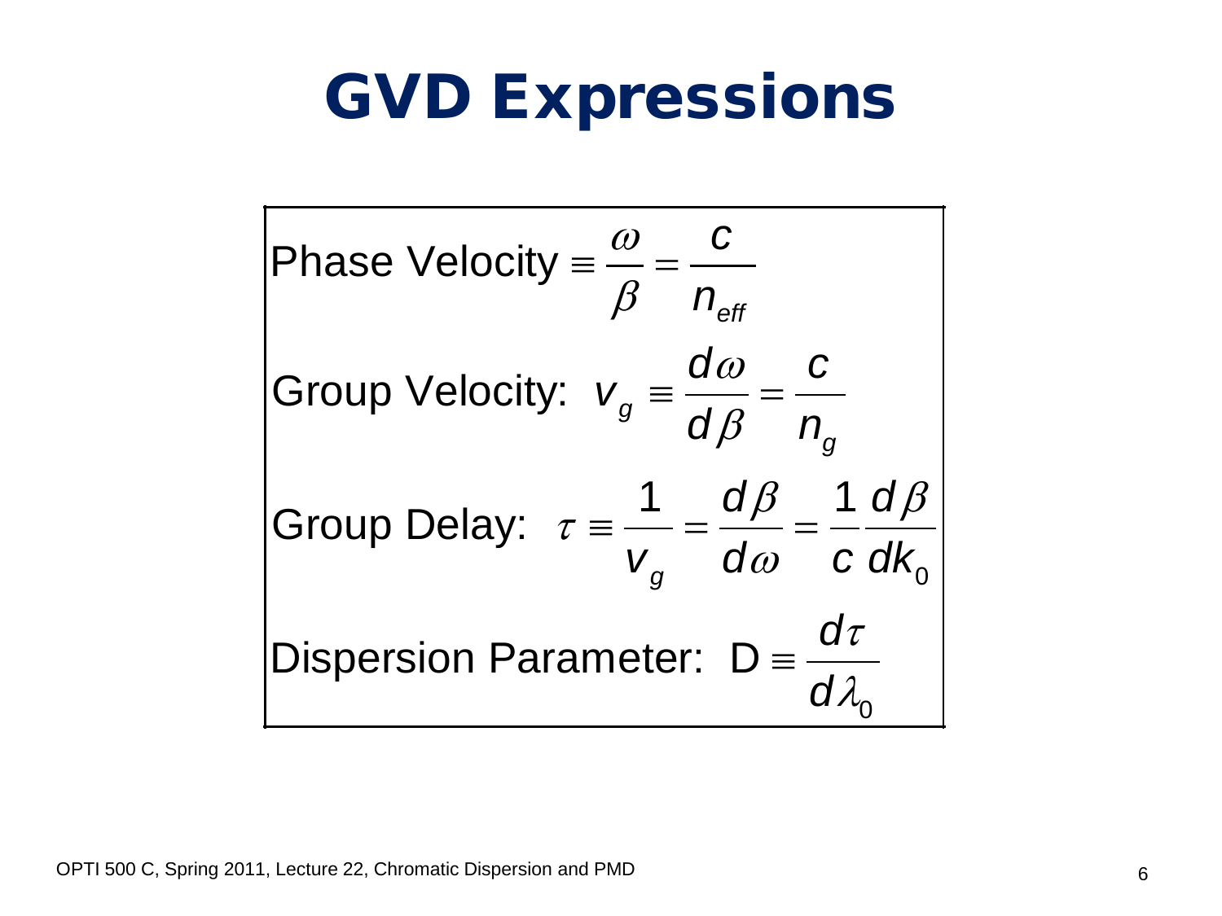# GVD Expressions

$$\text{Phase Velocity} \equiv \frac{\omega}{\beta} = \frac{c}{n_{eff}}$$

$$\text{Group Velocity: } v_g \equiv \frac{d\omega}{d\beta} = \frac{c}{n_g}$$

$$\text{Group Delay: } \tau \equiv \frac{1}{v_g} = \frac{d\beta}{d\omega} = \frac{1}{c}\frac{d\beta}{dk_0}$$

$$\text{Dispersion Parameter: } \mathrm{D} \equiv \frac{d\tau}{d\lambda_0}$$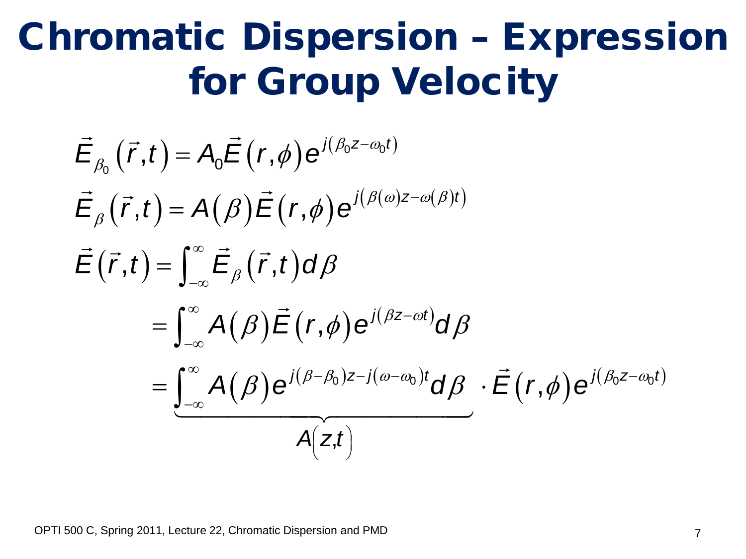# Chromatic Dispersion – Expression for Group Velocity

$$\vec{E}_{\beta_0}\left(\vec{r},t\right) = A_0 \vec{E}\left(r,\phi\right) e^{j\left(\beta_0 z - \omega_0 t\right)}$$

$$\vec{E}_{\beta}\left(\vec{r},t\right) = A\left(\beta\right) \vec{E}\left(r,\phi\right) e^{j\left(\beta\left(\omega\right) z - \omega\left(\beta\right) t\right)}$$

$$\vec{E}\left(\vec{r},t\right) = \int_{-\infty}^{\infty} \vec{E}_{\beta}\left(\vec{r},t\right) d\beta$$

$$= \int_{-\infty}^{\infty} A\left(\beta\right) \vec{E}\left(r,\phi\right) e^{j\left(\beta z - \omega t\right)} d\beta$$

$$= \underbrace{\int_{-\infty}^{\infty} A\left(\beta\right) e^{j\left(\beta - \beta_0\right) z - j\left(\omega - \omega_0\right) t} d\beta}_{A\left(z,t\right)} \cdot \vec{E}\left(r,\phi\right) e^{j\left(\beta_0 z - \omega_0 t\right)}$$

OPTI 500 C, Spring 2011, Lecture 22, Chromatic Dispersion and PMD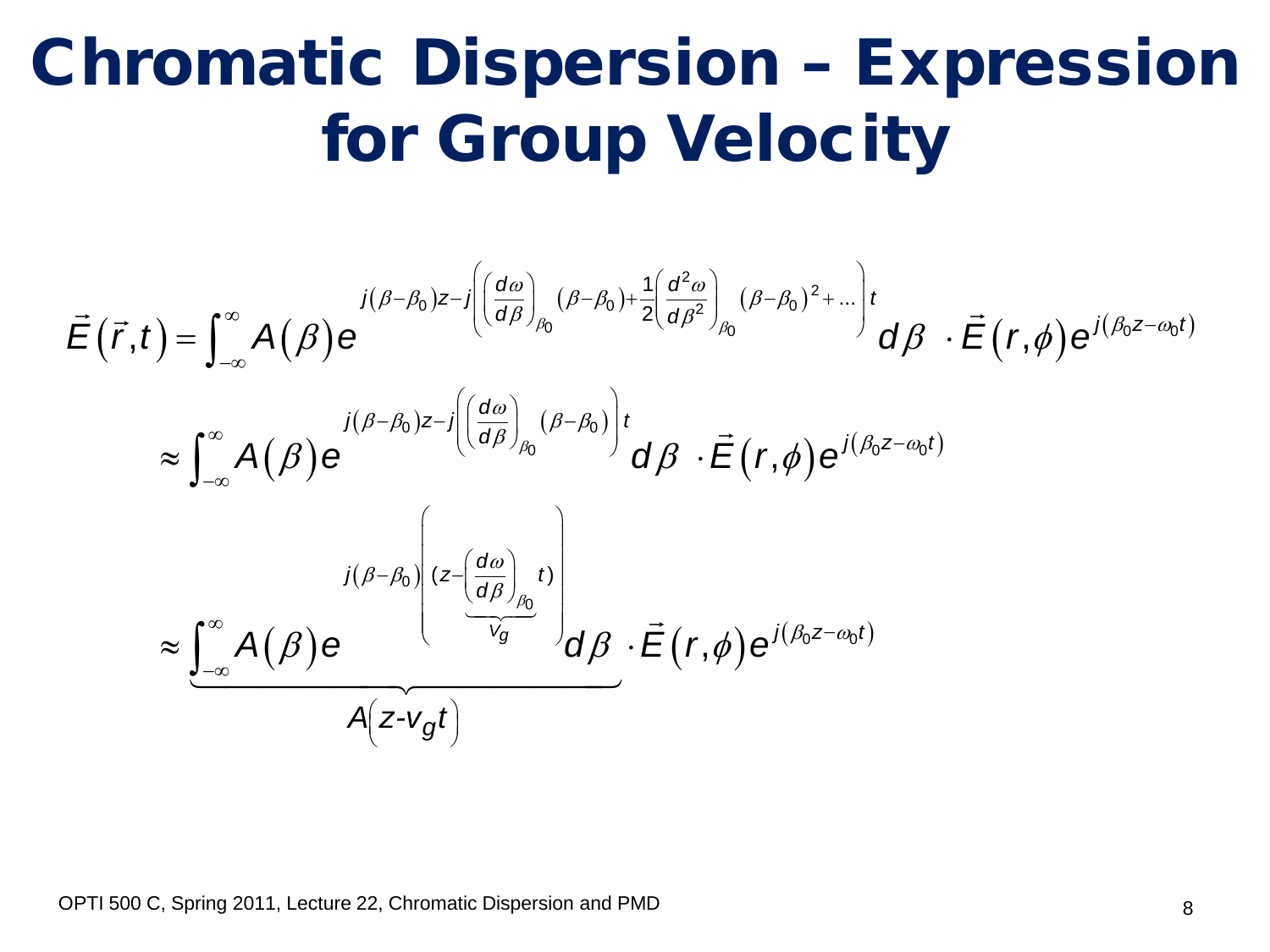# Chromatic Dispersion – Expression for Group Velocity

$$\vec{E}(\vec{r},t) = \int_{-\infty}^{\infty} A(\beta) e^{j(\beta-\beta_0)z - j\left(\left(\frac{d\omega}{d\beta}\right)_{\beta_0}(\beta-\beta_0) + \frac{1}{2}\left(\frac{d^2\omega}{d\beta^2}\right)_{\beta_0}(\beta-\beta_0)^2 + \ldots\right)t} d\beta \; \cdot \vec{E}(r,\phi) e^{j(\beta_0 z - \omega_0 t)}$$

$$\approx \int_{-\infty}^{\infty} A(\beta) e^{j(\beta-\beta_0)z - j\left(\left(\frac{d\omega}{d\beta}\right)_{\beta_0}(\beta-\beta_0)\right)t} d\beta \; \cdot \vec{E}(r,\phi) e^{j(\beta_0 z - \omega_0 t)}$$

$$\approx \underbrace{\int_{-\infty}^{\infty} A(\beta) e^{j(\beta-\beta_0)\left((z - \underbrace{\left(\frac{d\omega}{d\beta}\right)_{\beta_0}}_{v_g} t)\right)} d\beta}_{A\left(z - v_g t\right)} \cdot \vec{E}(r,\phi) e^{j(\beta_0 z - \omega_0 t)}$$

OPTI 500 C, Spring 2011, Lecture 22, Chromatic Dispersion and PMD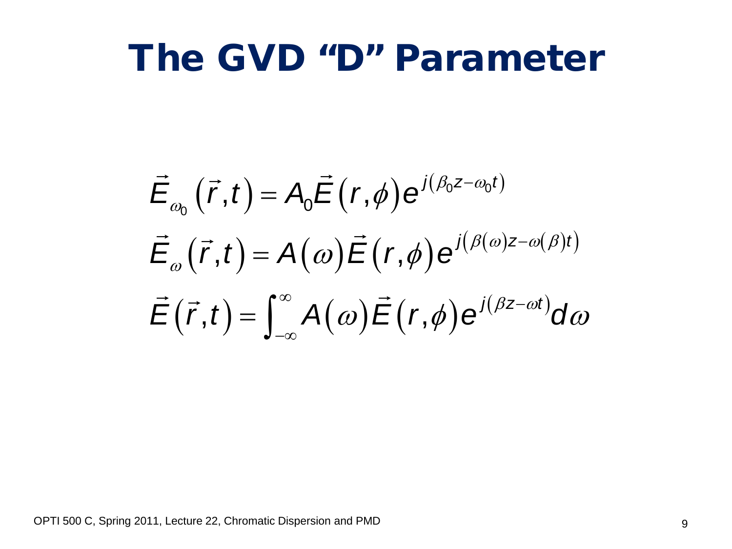# The GVD "D" Parameter

$$\vec{E}_{\omega_0}\left(\vec{r},t\right) = A_0 \vec{E}\left(r,\phi\right) e^{j\left(\beta_0 z - \omega_0 t\right)}$$

$$\vec{E}_{\omega}\left(\vec{r},t\right) = A\left(\omega\right) \vec{E}\left(r,\phi\right) e^{j\left(\beta(\omega) z - \omega(\beta) t\right)}$$

$$\vec{E}\left(\vec{r},t\right) = \int_{-\infty}^{\infty} A\left(\omega\right) \vec{E}\left(r,\phi\right) e^{j\left(\beta z - \omega t\right)} d\omega$$

OPTI 500 C, Spring 2011, Lecture 22, Chromatic Dispersion and PMD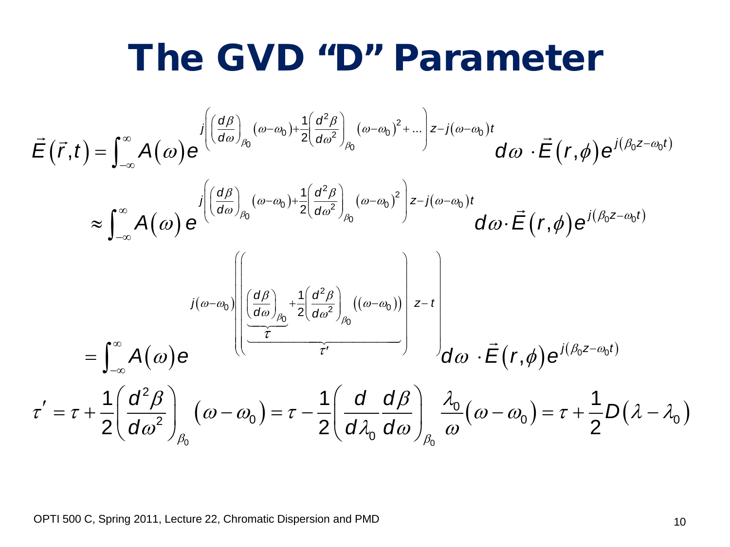# The GVD "D" Parameter

$$\vec{E}(\vec{r},t) = \int_{-\infty}^{\infty} A(\omega) e^{j\left(\left(\frac{d\beta}{d\omega}\right)_{\beta_0}(\omega-\omega_0)+\frac{1}{2}\left(\frac{d^2\beta}{d\omega^2}\right)_{\beta_0}(\omega-\omega_0)^2+\ldots\right)z-j(\omega-\omega_0)t} d\omega \cdot \vec{E}(r,\phi) e^{j(\beta_0 z-\omega_0 t)}$$

$$\approx \int_{-\infty}^{\infty} A(\omega) e^{j\left(\left(\frac{d\beta}{d\omega}\right)_{\beta_0}(\omega-\omega_0)+\frac{1}{2}\left(\frac{d^2\beta}{d\omega^2}\right)_{\beta_0}(\omega-\omega_0)^2\right)z-j(\omega-\omega_0)t} d\omega \cdot \vec{E}(r,\phi) e^{j(\beta_0 z-\omega_0 t)}$$

$$= \int_{-\infty}^{\infty} A(\omega) e^{j(\omega-\omega_0)\left(\left(\underbrace{\underbrace{\left(\frac{d\beta}{d\omega}\right)_{\beta_0}}_{\tau}+\frac{1}{2}\left(\frac{d^2\beta}{d\omega^2}\right)_{\beta_0}\left((\omega-\omega_0)\right)}_{\tau'}\right)z-t\right)} d\omega \cdot \vec{E}(r,\phi) e^{j(\beta_0 z-\omega_0 t)}$$

$$\tau' = \tau + \frac{1}{2}\left(\frac{d^2\beta}{d\omega^2}\right)_{\beta_0}(\omega-\omega_0) = \tau - \frac{1}{2}\left(\frac{d}{d\lambda_0}\frac{d\beta}{d\omega}\right)_{\beta_0}\frac{\lambda_0}{\omega}(\omega-\omega_0) = \tau + \frac{1}{2}D(\lambda-\lambda_0)$$

OPTI 500 C, Spring 2011, Lecture 22, Chromatic Dispersion and PMD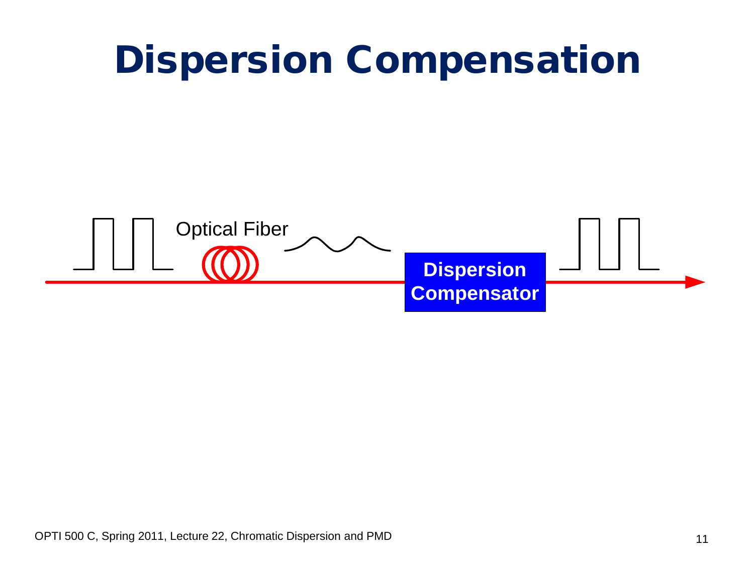# Dispersion Compensation

Optical Fiber

Dispersion Compensator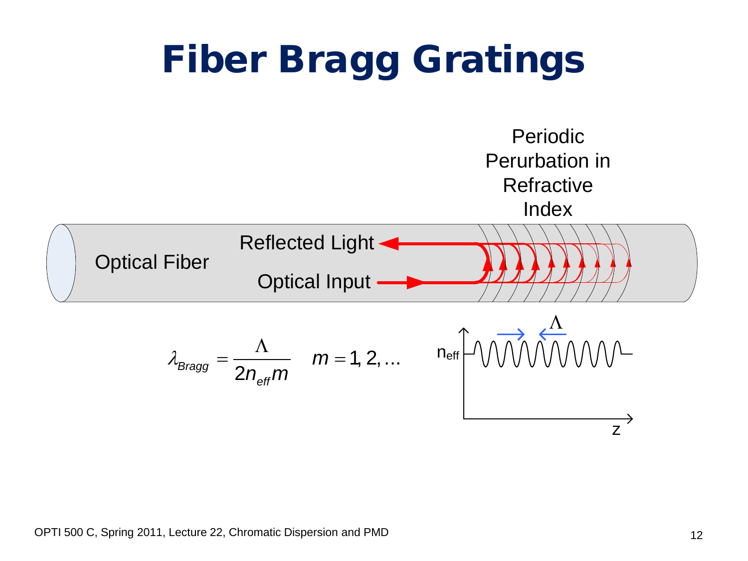# Fiber Bragg Gratings

Periodic Perurbation in Refractive Index

Optical Fiber

Reflected Light

Optical Input

$$\lambda_{Bragg} = \frac{\Lambda}{2 n_{eff} m} \quad m = 1, 2, \ldots$$

$n_{eff}$

$\Lambda$

z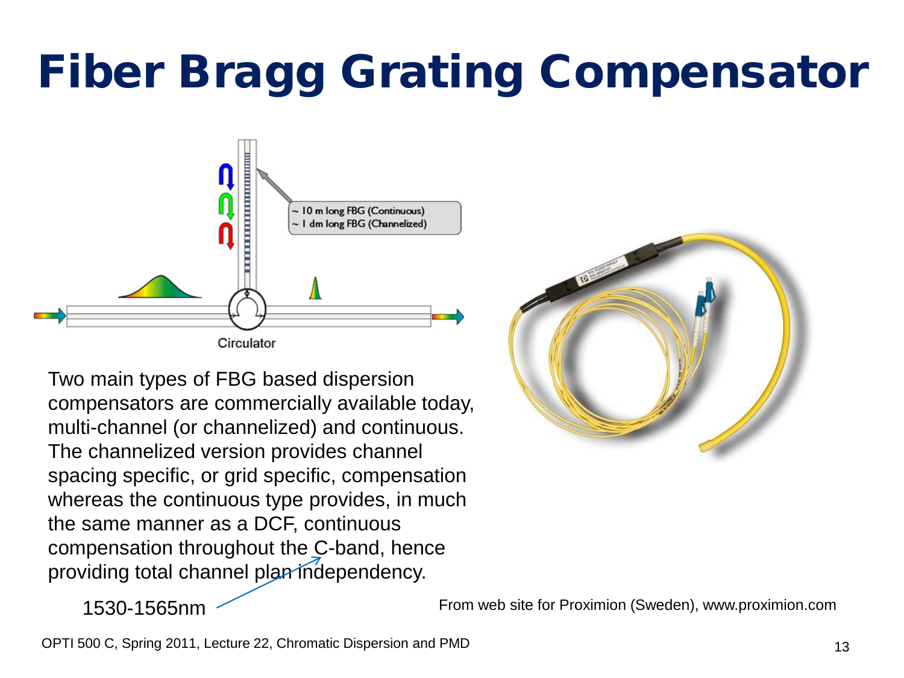# Fiber Bragg Grating Compensator

~ 10 m long FBG (Continuous)
~ 1 dm long FBG (Channelized)

Circulator

Two main types of FBG based dispersion compensators are commercially available today, multi-channel (or channelized) and continuous. The channelized version provides channel spacing specific, or grid specific, compensation whereas the continuous type provides, in much the same manner as a DCF, continuous compensation throughout the C-band, hence providing total channel plan independency.

1530-1565nm

From web site for Proximion (Sweden), www.proximion.com

OPTI 500 C, Spring 2011, Lecture 22, Chromatic Dispersion and PMD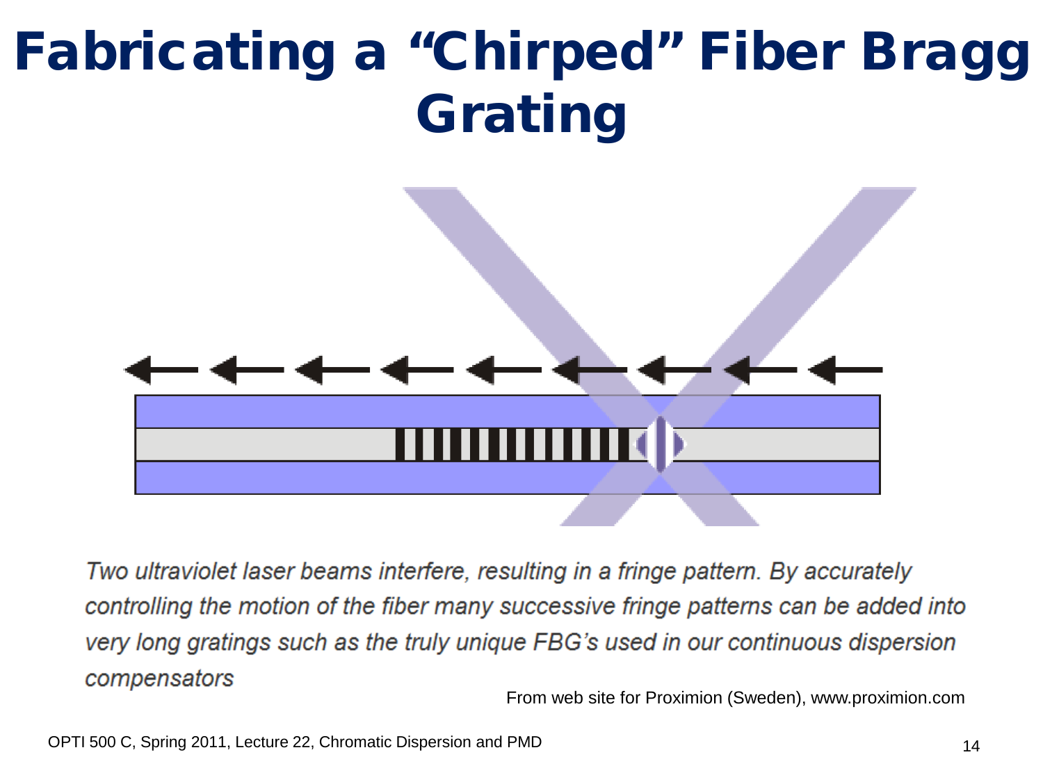# Fabricating a "Chirped" Fiber Bragg Grating

*Two ultraviolet laser beams interfere, resulting in a fringe pattern. By accurately controlling the motion of the fiber many successive fringe patterns can be added into very long gratings such as the truly unique FBG's used in our continuous dispersion compensators*

From web site for Proximion (Sweden), www.proximion.com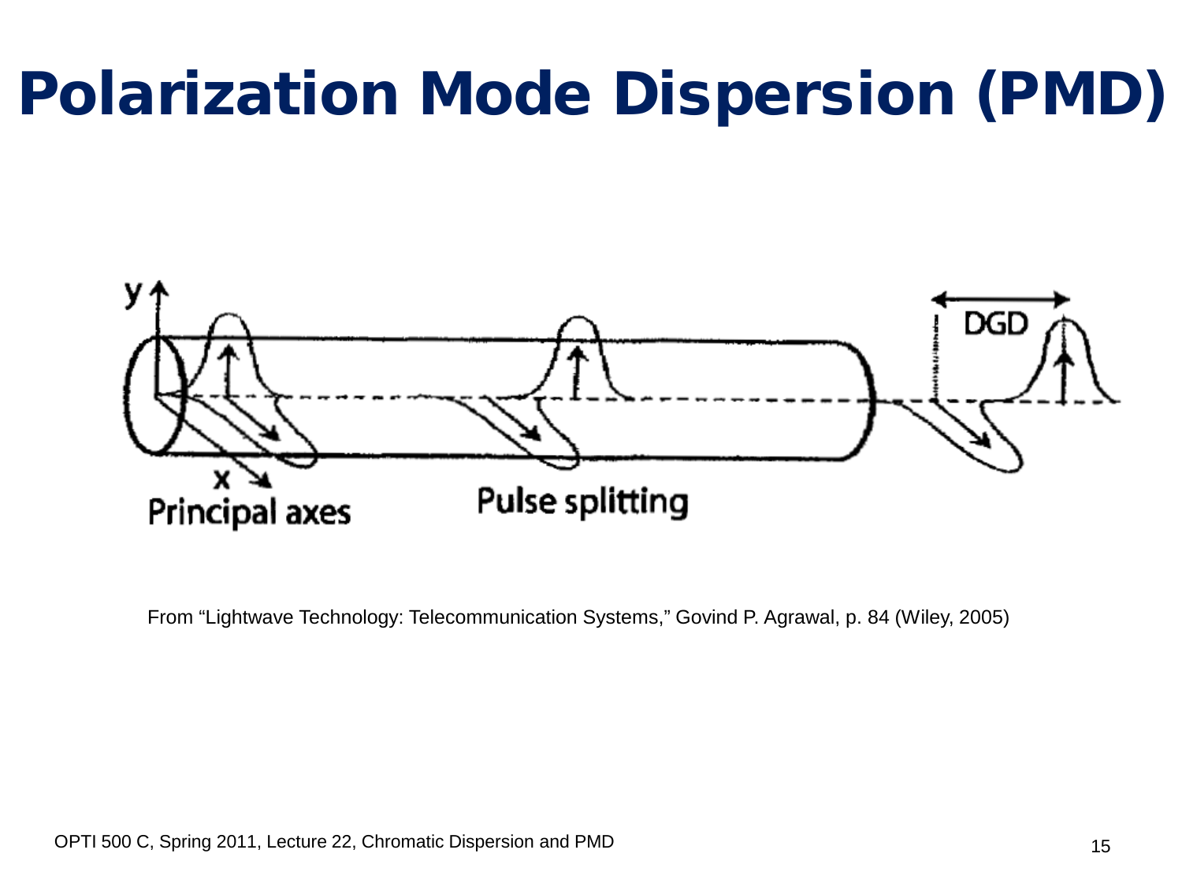# Polarization Mode Dispersion (PMD)

From "Lightwave Technology: Telecommunication Systems," Govind P. Agrawal, p. 84 (Wiley, 2005)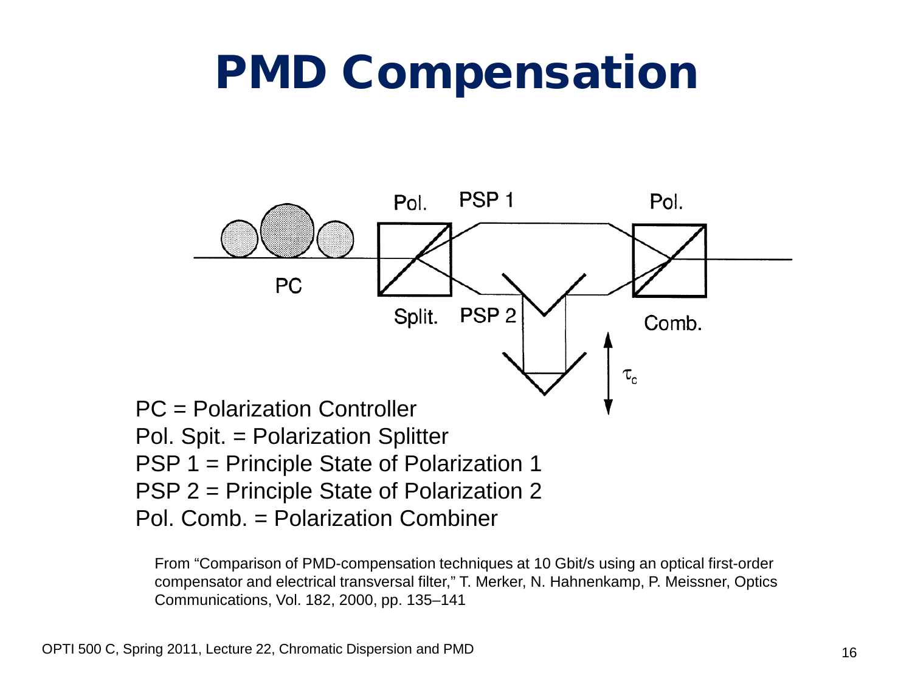# PMD Compensation

PC = Polarization Controller
Pol. Spit. = Polarization Splitter
PSP 1 = Principle State of Polarization 1
PSP 2 = Principle State of Polarization 2
Pol. Comb. = Polarization Combiner

From "Comparison of PMD-compensation techniques at 10 Gbit/s using an optical first-order compensator and electrical transversal filter," T. Merker, N. Hahnenkamp, P. Meissner, Optics Communications, Vol. 182, 2000, pp. 135–141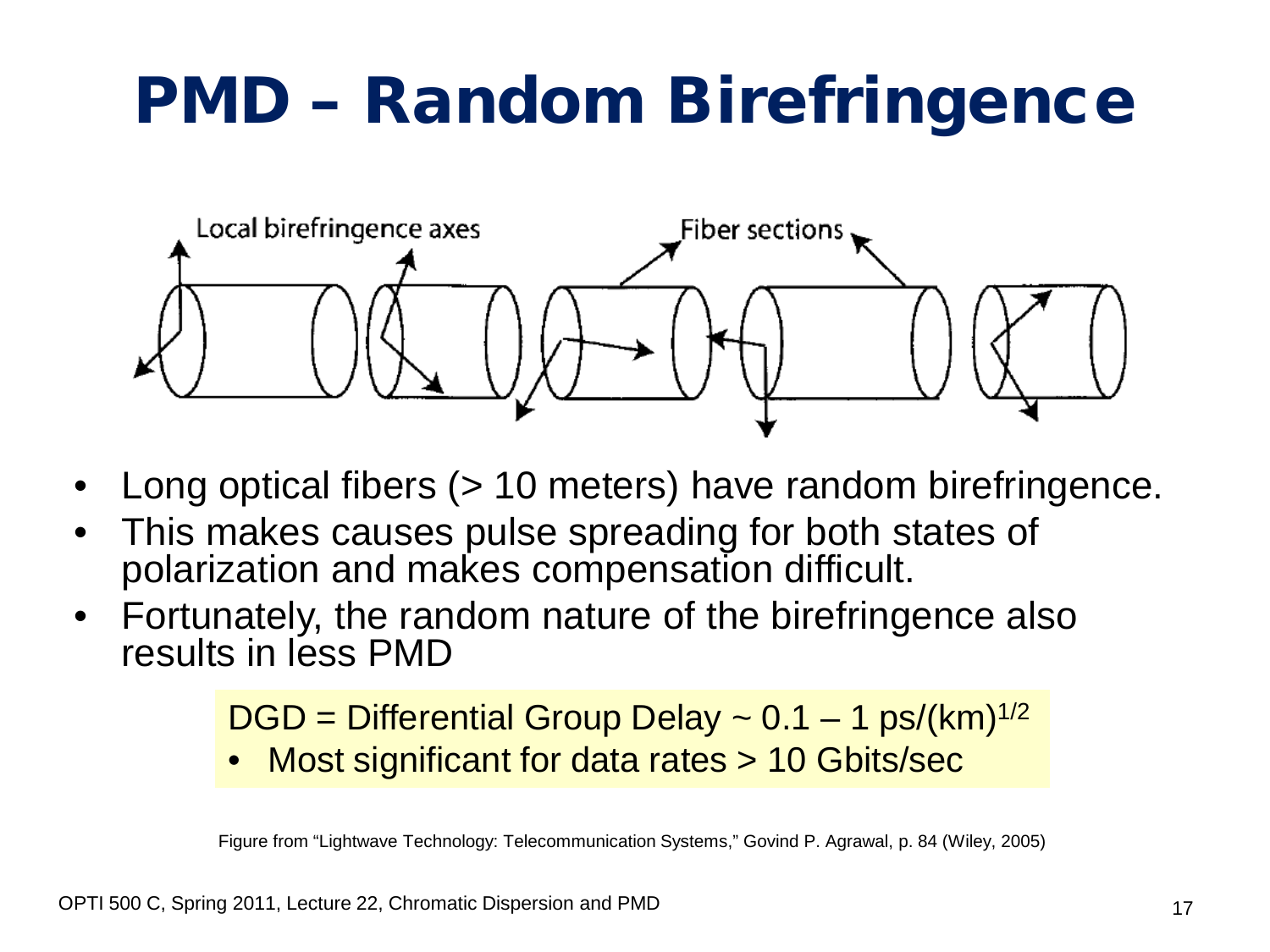# PMD – Random Birefringence

- Long optical fibers (> 10 meters) have random birefringence.
- This makes causes pulse spreading for both states of polarization and makes compensation difficult.
- Fortunately, the random nature of the birefringence also results in less PMD

DGD = Differential Group Delay ~ 0.1 – 1 ps/(km)$^{1/2}$

- Most significant for data rates > 10 Gbits/sec

Figure from "Lightwave Technology: Telecommunication Systems," Govind P. Agrawal, p. 84 (Wiley, 2005)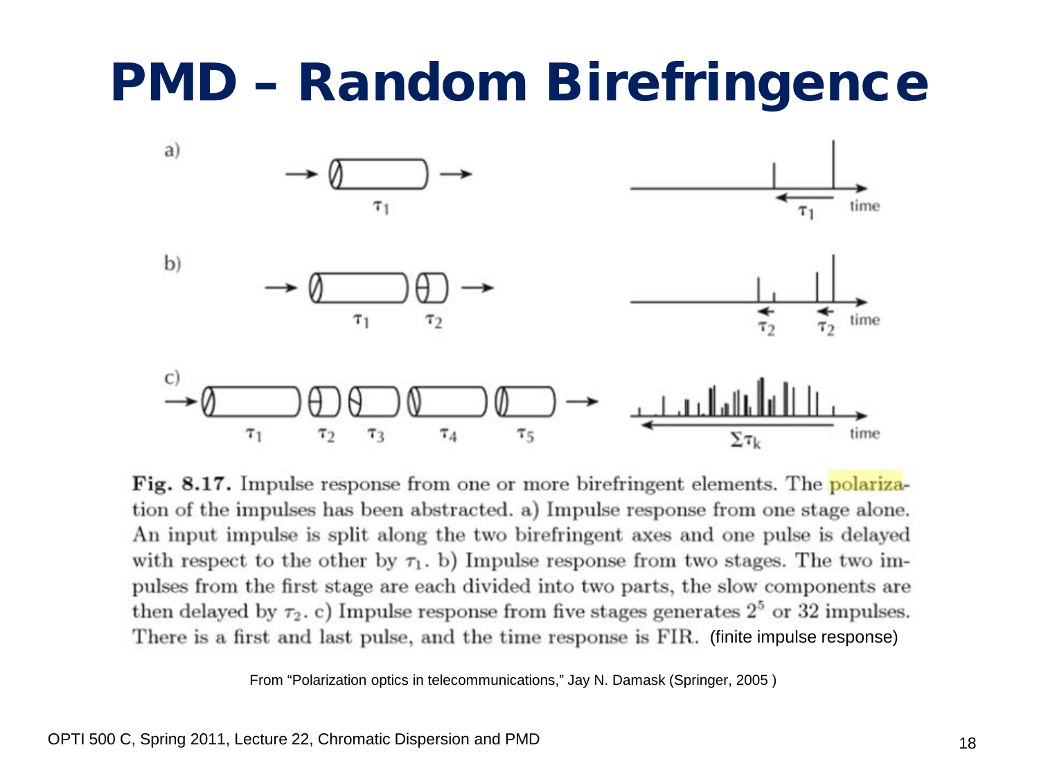# PMD – Random Birefringence

a)

$\tau_1$

$\tau_1$ time

b)

$\tau_1$ $\tau_2$

$\tau_2$ $\tau_2$ time

c)

$\tau_1$ $\tau_2$ $\tau_3$ $\tau_4$ $\tau_5$

$\Sigma\tau_k$ time

**Fig. 8.17.** Impulse response from one or more birefringent elements. The polarization of the impulses has been abstracted. a) Impulse response from one stage alone. An input impulse is split along the two birefringent axes and one pulse is delayed with respect to the other by $\tau_1$. b) Impulse response from two stages. The two impulses from the first stage are each divided into two parts, the slow components are then delayed by $\tau_2$. c) Impulse response from five stages generates $2^5$ or 32 impulses. There is a first and last pulse, and the time response is FIR. (finite impulse response)

From "Polarization optics in telecommunications," Jay N. Damask (Springer, 2005 )

OPTI 500 C, Spring 2011, Lecture 22, Chromatic Dispersion and PMD